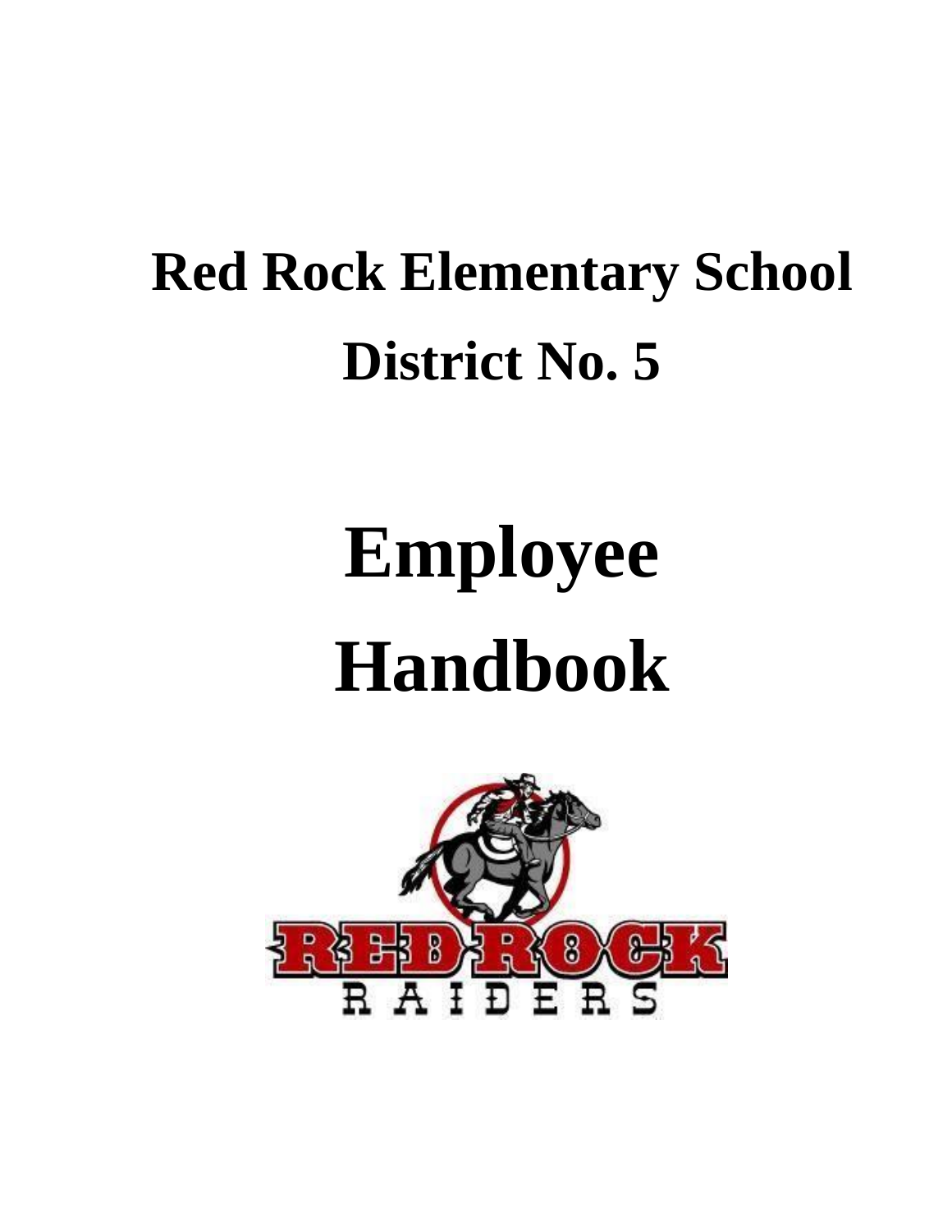# Red Rock Elementary School
# District No. 5

# Employee Handbook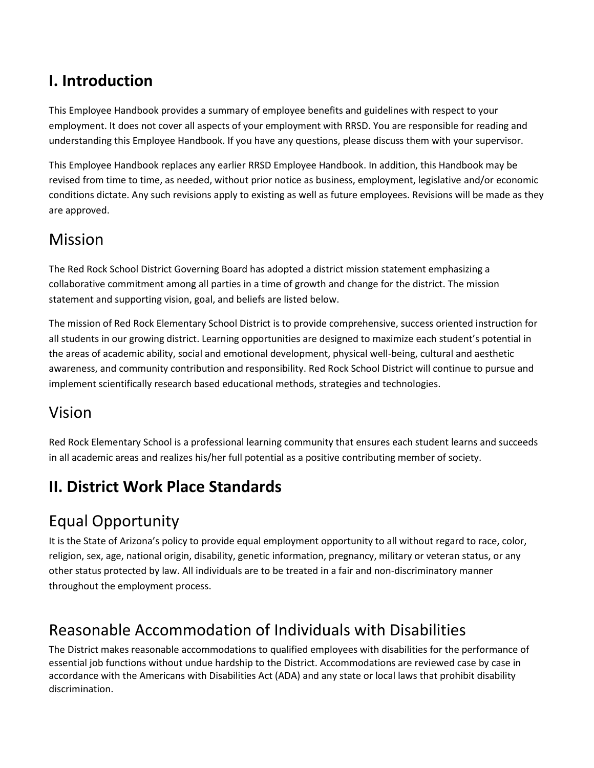# I. Introduction

This Employee Handbook provides a summary of employee benefits and guidelines with respect to your employment. It does not cover all aspects of your employment with RRSD. You are responsible for reading and understanding this Employee Handbook. If you have any questions, please discuss them with your supervisor.

This Employee Handbook replaces any earlier RRSD Employee Handbook. In addition, this Handbook may be revised from time to time, as needed, without prior notice as business, employment, legislative and/or economic conditions dictate. Any such revisions apply to existing as well as future employees. Revisions will be made as they are approved.

## Mission

The Red Rock School District Governing Board has adopted a district mission statement emphasizing a collaborative commitment among all parties in a time of growth and change for the district. The mission statement and supporting vision, goal, and beliefs are listed below.

The mission of Red Rock Elementary School District is to provide comprehensive, success oriented instruction for all students in our growing district. Learning opportunities are designed to maximize each student's potential in the areas of academic ability, social and emotional development, physical well-being, cultural and aesthetic awareness, and community contribution and responsibility. Red Rock School District will continue to pursue and implement scientifically research based educational methods, strategies and technologies.

## Vision

Red Rock Elementary School is a professional learning community that ensures each student learns and succeeds in all academic areas and realizes his/her full potential as a positive contributing member of society.

# II. District Work Place Standards

## Equal Opportunity

It is the State of Arizona's policy to provide equal employment opportunity to all without regard to race, color, religion, sex, age, national origin, disability, genetic information, pregnancy, military or veteran status, or any other status protected by law. All individuals are to be treated in a fair and non-discriminatory manner throughout the employment process.

## Reasonable Accommodation of Individuals with Disabilities

The District makes reasonable accommodations to qualified employees with disabilities for the performance of essential job functions without undue hardship to the District. Accommodations are reviewed case by case in accordance with the Americans with Disabilities Act (ADA) and any state or local laws that prohibit disability discrimination.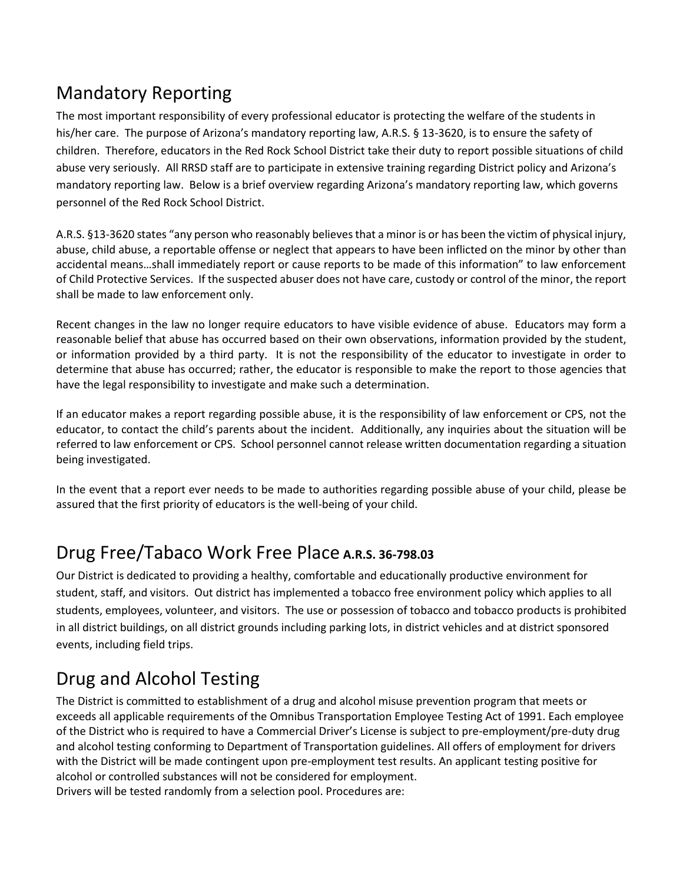## Mandatory Reporting

The most important responsibility of every professional educator is protecting the welfare of the students in his/her care. The purpose of Arizona's mandatory reporting law, A.R.S. § 13-3620, is to ensure the safety of children. Therefore, educators in the Red Rock School District take their duty to report possible situations of child abuse very seriously. All RRSD staff are to participate in extensive training regarding District policy and Arizona's mandatory reporting law. Below is a brief overview regarding Arizona's mandatory reporting law, which governs personnel of the Red Rock School District.

A.R.S. §13-3620 states "any person who reasonably believes that a minor is or has been the victim of physical injury, abuse, child abuse, a reportable offense or neglect that appears to have been inflicted on the minor by other than accidental means…shall immediately report or cause reports to be made of this information" to law enforcement of Child Protective Services. If the suspected abuser does not have care, custody or control of the minor, the report shall be made to law enforcement only.

Recent changes in the law no longer require educators to have visible evidence of abuse. Educators may form a reasonable belief that abuse has occurred based on their own observations, information provided by the student, or information provided by a third party. It is not the responsibility of the educator to investigate in order to determine that abuse has occurred; rather, the educator is responsible to make the report to those agencies that have the legal responsibility to investigate and make such a determination.

If an educator makes a report regarding possible abuse, it is the responsibility of law enforcement or CPS, not the educator, to contact the child's parents about the incident. Additionally, any inquiries about the situation will be referred to law enforcement or CPS. School personnel cannot release written documentation regarding a situation being investigated.

In the event that a report ever needs to be made to authorities regarding possible abuse of your child, please be assured that the first priority of educators is the well-being of your child.

## Drug Free/Tabaco Work Free Place **A.R.S. 36-798.03**

Our District is dedicated to providing a healthy, comfortable and educationally productive environment for student, staff, and visitors. Out district has implemented a tobacco free environment policy which applies to all students, employees, volunteer, and visitors. The use or possession of tobacco and tobacco products is prohibited in all district buildings, on all district grounds including parking lots, in district vehicles and at district sponsored events, including field trips.

## Drug and Alcohol Testing

The District is committed to establishment of a drug and alcohol misuse prevention program that meets or exceeds all applicable requirements of the Omnibus Transportation Employee Testing Act of 1991. Each employee of the District who is required to have a Commercial Driver's License is subject to pre-employment/pre-duty drug and alcohol testing conforming to Department of Transportation guidelines. All offers of employment for drivers with the District will be made contingent upon pre-employment test results. An applicant testing positive for alcohol or controlled substances will not be considered for employment.

Drivers will be tested randomly from a selection pool. Procedures are: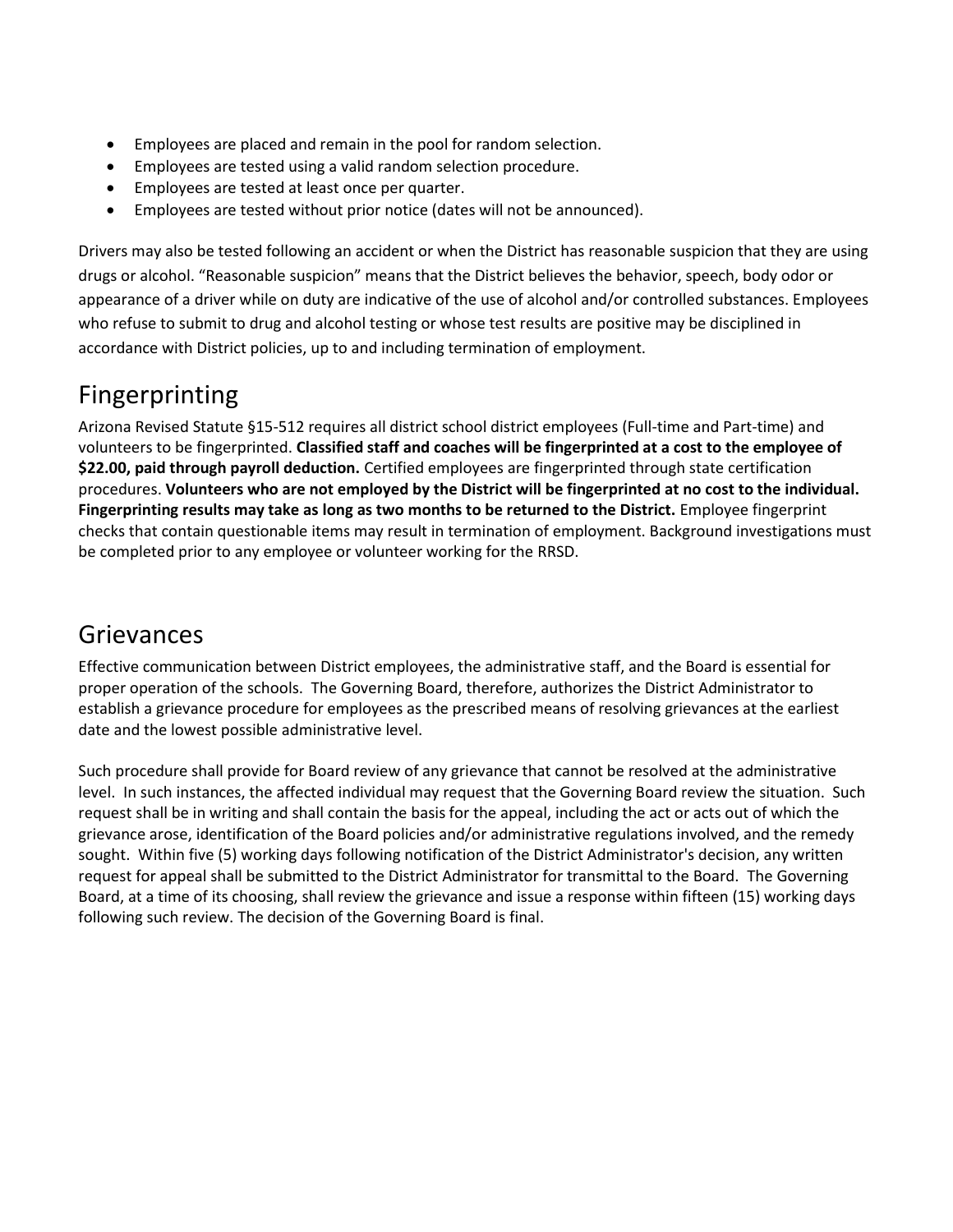- Employees are placed and remain in the pool for random selection.
- Employees are tested using a valid random selection procedure.
- Employees are tested at least once per quarter.
- Employees are tested without prior notice (dates will not be announced).

Drivers may also be tested following an accident or when the District has reasonable suspicion that they are using drugs or alcohol. "Reasonable suspicion" means that the District believes the behavior, speech, body odor or appearance of a driver while on duty are indicative of the use of alcohol and/or controlled substances. Employees who refuse to submit to drug and alcohol testing or whose test results are positive may be disciplined in accordance with District policies, up to and including termination of employment.

# Fingerprinting

Arizona Revised Statute §15-512 requires all district school district employees (Full-time and Part-time) and volunteers to be fingerprinted. **Classified staff and coaches will be fingerprinted at a cost to the employee of $22.00, paid through payroll deduction.** Certified employees are fingerprinted through state certification procedures. **Volunteers who are not employed by the District will be fingerprinted at no cost to the individual. Fingerprinting results may take as long as two months to be returned to the District.** Employee fingerprint checks that contain questionable items may result in termination of employment. Background investigations must be completed prior to any employee or volunteer working for the RRSD.

# Grievances

Effective communication between District employees, the administrative staff, and the Board is essential for proper operation of the schools. The Governing Board, therefore, authorizes the District Administrator to establish a grievance procedure for employees as the prescribed means of resolving grievances at the earliest date and the lowest possible administrative level.

Such procedure shall provide for Board review of any grievance that cannot be resolved at the administrative level. In such instances, the affected individual may request that the Governing Board review the situation. Such request shall be in writing and shall contain the basis for the appeal, including the act or acts out of which the grievance arose, identification of the Board policies and/or administrative regulations involved, and the remedy sought. Within five (5) working days following notification of the District Administrator's decision, any written request for appeal shall be submitted to the District Administrator for transmittal to the Board. The Governing Board, at a time of its choosing, shall review the grievance and issue a response within fifteen (15) working days following such review. The decision of the Governing Board is final.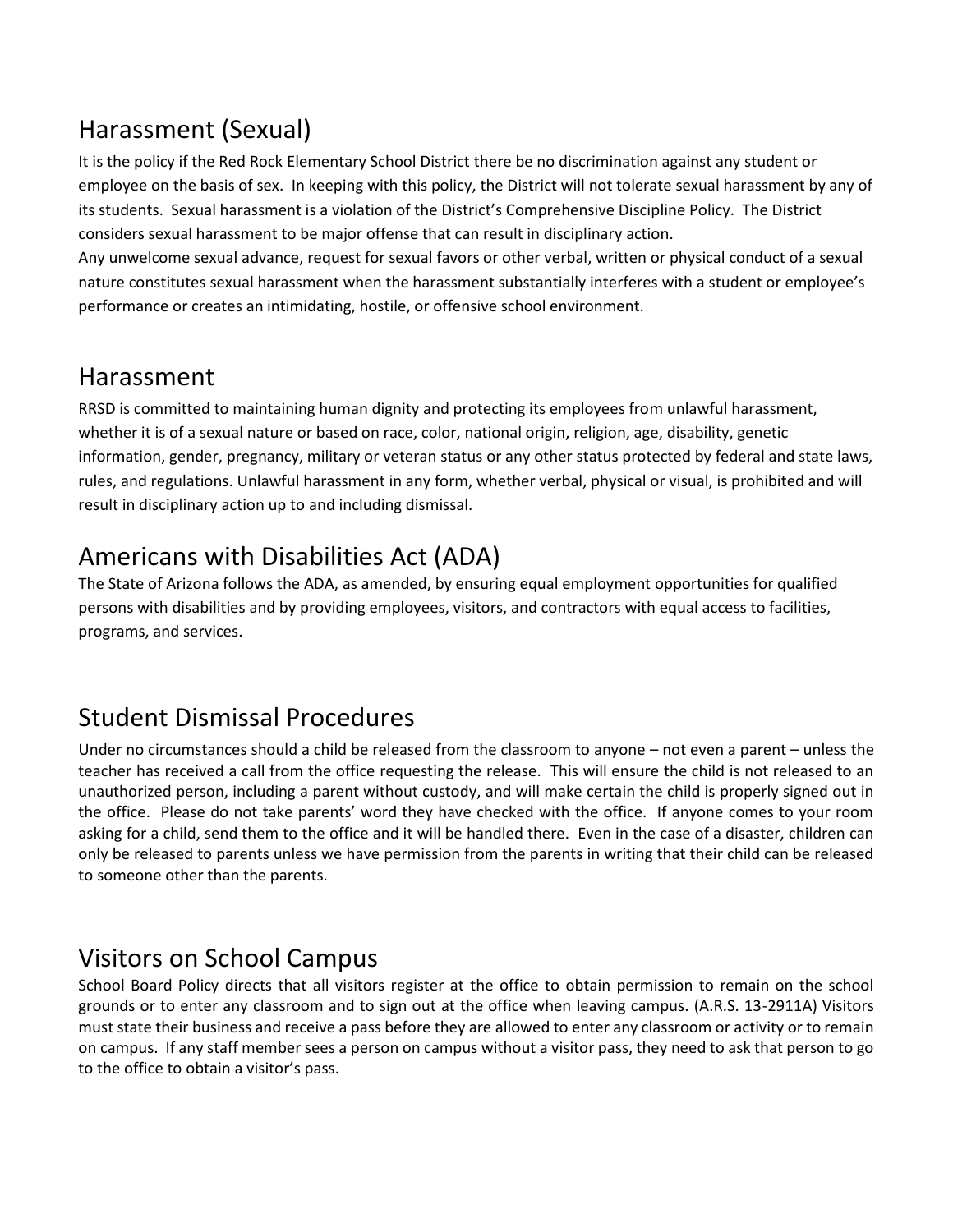## Harassment (Sexual)

It is the policy if the Red Rock Elementary School District there be no discrimination against any student or employee on the basis of sex. In keeping with this policy, the District will not tolerate sexual harassment by any of its students. Sexual harassment is a violation of the District's Comprehensive Discipline Policy. The District considers sexual harassment to be major offense that can result in disciplinary action.

Any unwelcome sexual advance, request for sexual favors or other verbal, written or physical conduct of a sexual nature constitutes sexual harassment when the harassment substantially interferes with a student or employee's performance or creates an intimidating, hostile, or offensive school environment.

## Harassment

RRSD is committed to maintaining human dignity and protecting its employees from unlawful harassment, whether it is of a sexual nature or based on race, color, national origin, religion, age, disability, genetic information, gender, pregnancy, military or veteran status or any other status protected by federal and state laws, rules, and regulations. Unlawful harassment in any form, whether verbal, physical or visual, is prohibited and will result in disciplinary action up to and including dismissal.

## Americans with Disabilities Act (ADA)

The State of Arizona follows the ADA, as amended, by ensuring equal employment opportunities for qualified persons with disabilities and by providing employees, visitors, and contractors with equal access to facilities, programs, and services.

## Student Dismissal Procedures

Under no circumstances should a child be released from the classroom to anyone – not even a parent – unless the teacher has received a call from the office requesting the release. This will ensure the child is not released to an unauthorized person, including a parent without custody, and will make certain the child is properly signed out in the office. Please do not take parents' word they have checked with the office. If anyone comes to your room asking for a child, send them to the office and it will be handled there. Even in the case of a disaster, children can only be released to parents unless we have permission from the parents in writing that their child can be released to someone other than the parents.

## Visitors on School Campus

School Board Policy directs that all visitors register at the office to obtain permission to remain on the school grounds or to enter any classroom and to sign out at the office when leaving campus. (A.R.S. 13-2911A) Visitors must state their business and receive a pass before they are allowed to enter any classroom or activity or to remain on campus. If any staff member sees a person on campus without a visitor pass, they need to ask that person to go to the office to obtain a visitor's pass.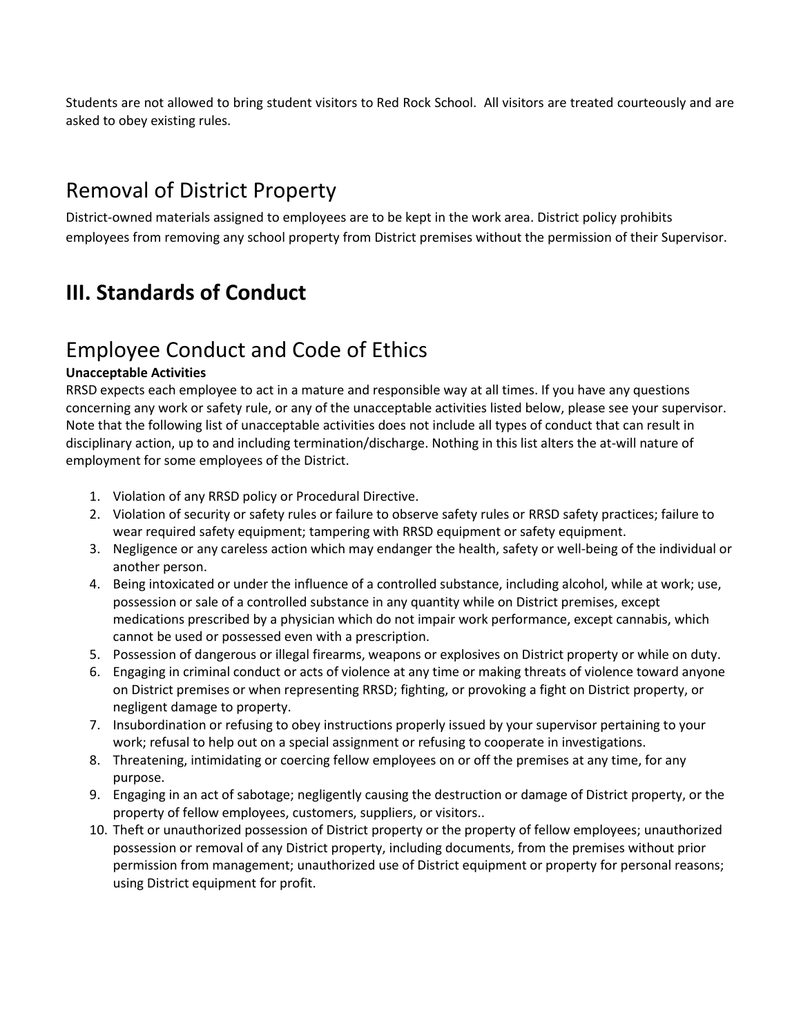Students are not allowed to bring student visitors to Red Rock School. All visitors are treated courteously and are asked to obey existing rules.

## Removal of District Property

District-owned materials assigned to employees are to be kept in the work area. District policy prohibits employees from removing any school property from District premises without the permission of their Supervisor.

# III. Standards of Conduct

## Employee Conduct and Code of Ethics

**Unacceptable Activities**

RRSD expects each employee to act in a mature and responsible way at all times. If you have any questions concerning any work or safety rule, or any of the unacceptable activities listed below, please see your supervisor. Note that the following list of unacceptable activities does not include all types of conduct that can result in disciplinary action, up to and including termination/discharge. Nothing in this list alters the at-will nature of employment for some employees of the District.

1. Violation of any RRSD policy or Procedural Directive.
2. Violation of security or safety rules or failure to observe safety rules or RRSD safety practices; failure to wear required safety equipment; tampering with RRSD equipment or safety equipment.
3. Negligence or any careless action which may endanger the health, safety or well-being of the individual or another person.
4. Being intoxicated or under the influence of a controlled substance, including alcohol, while at work; use, possession or sale of a controlled substance in any quantity while on District premises, except medications prescribed by a physician which do not impair work performance, except cannabis, which cannot be used or possessed even with a prescription.
5. Possession of dangerous or illegal firearms, weapons or explosives on District property or while on duty.
6. Engaging in criminal conduct or acts of violence at any time or making threats of violence toward anyone on District premises or when representing RRSD; fighting, or provoking a fight on District property, or negligent damage to property.
7. Insubordination or refusing to obey instructions properly issued by your supervisor pertaining to your work; refusal to help out on a special assignment or refusing to cooperate in investigations.
8. Threatening, intimidating or coercing fellow employees on or off the premises at any time, for any purpose.
9. Engaging in an act of sabotage; negligently causing the destruction or damage of District property, or the property of fellow employees, customers, suppliers, or visitors..
10. Theft or unauthorized possession of District property or the property of fellow employees; unauthorized possession or removal of any District property, including documents, from the premises without prior permission from management; unauthorized use of District equipment or property for personal reasons; using District equipment for profit.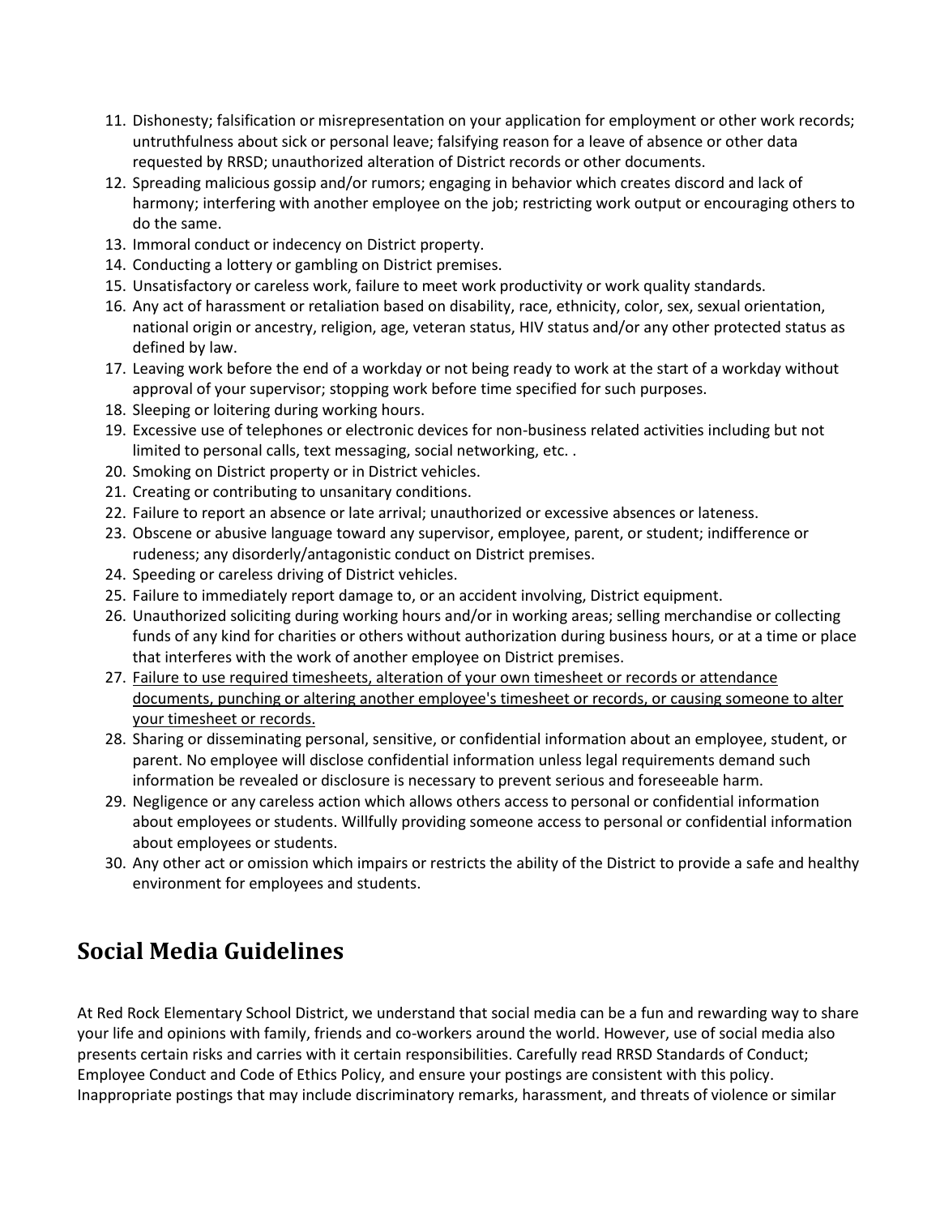11. Dishonesty; falsification or misrepresentation on your application for employment or other work records; untruthfulness about sick or personal leave; falsifying reason for a leave of absence or other data requested by RRSD; unauthorized alteration of District records or other documents.
12. Spreading malicious gossip and/or rumors; engaging in behavior which creates discord and lack of harmony; interfering with another employee on the job; restricting work output or encouraging others to do the same.
13. Immoral conduct or indecency on District property.
14. Conducting a lottery or gambling on District premises.
15. Unsatisfactory or careless work, failure to meet work productivity or work quality standards.
16. Any act of harassment or retaliation based on disability, race, ethnicity, color, sex, sexual orientation, national origin or ancestry, religion, age, veteran status, HIV status and/or any other protected status as defined by law.
17. Leaving work before the end of a workday or not being ready to work at the start of a workday without approval of your supervisor; stopping work before time specified for such purposes.
18. Sleeping or loitering during working hours.
19. Excessive use of telephones or electronic devices for non-business related activities including but not limited to personal calls, text messaging, social networking, etc. .
20. Smoking on District property or in District vehicles.
21. Creating or contributing to unsanitary conditions.
22. Failure to report an absence or late arrival; unauthorized or excessive absences or lateness.
23. Obscene or abusive language toward any supervisor, employee, parent, or student; indifference or rudeness; any disorderly/antagonistic conduct on District premises.
24. Speeding or careless driving of District vehicles.
25. Failure to immediately report damage to, or an accident involving, District equipment.
26. Unauthorized soliciting during working hours and/or in working areas; selling merchandise or collecting funds of any kind for charities or others without authorization during business hours, or at a time or place that interferes with the work of another employee on District premises.
27. Failure to use required timesheets, alteration of your own timesheet or records or attendance documents, punching or altering another employee's timesheet or records, or causing someone to alter your timesheet or records.
28. Sharing or disseminating personal, sensitive, or confidential information about an employee, student, or parent. No employee will disclose confidential information unless legal requirements demand such information be revealed or disclosure is necessary to prevent serious and foreseeable harm.
29. Negligence or any careless action which allows others access to personal or confidential information about employees or students. Willfully providing someone access to personal or confidential information about employees or students.
30. Any other act or omission which impairs or restricts the ability of the District to provide a safe and healthy environment for employees and students.

## Social Media Guidelines

At Red Rock Elementary School District, we understand that social media can be a fun and rewarding way to share your life and opinions with family, friends and co-workers around the world. However, use of social media also presents certain risks and carries with it certain responsibilities. Carefully read RRSD Standards of Conduct; Employee Conduct and Code of Ethics Policy, and ensure your postings are consistent with this policy. Inappropriate postings that may include discriminatory remarks, harassment, and threats of violence or similar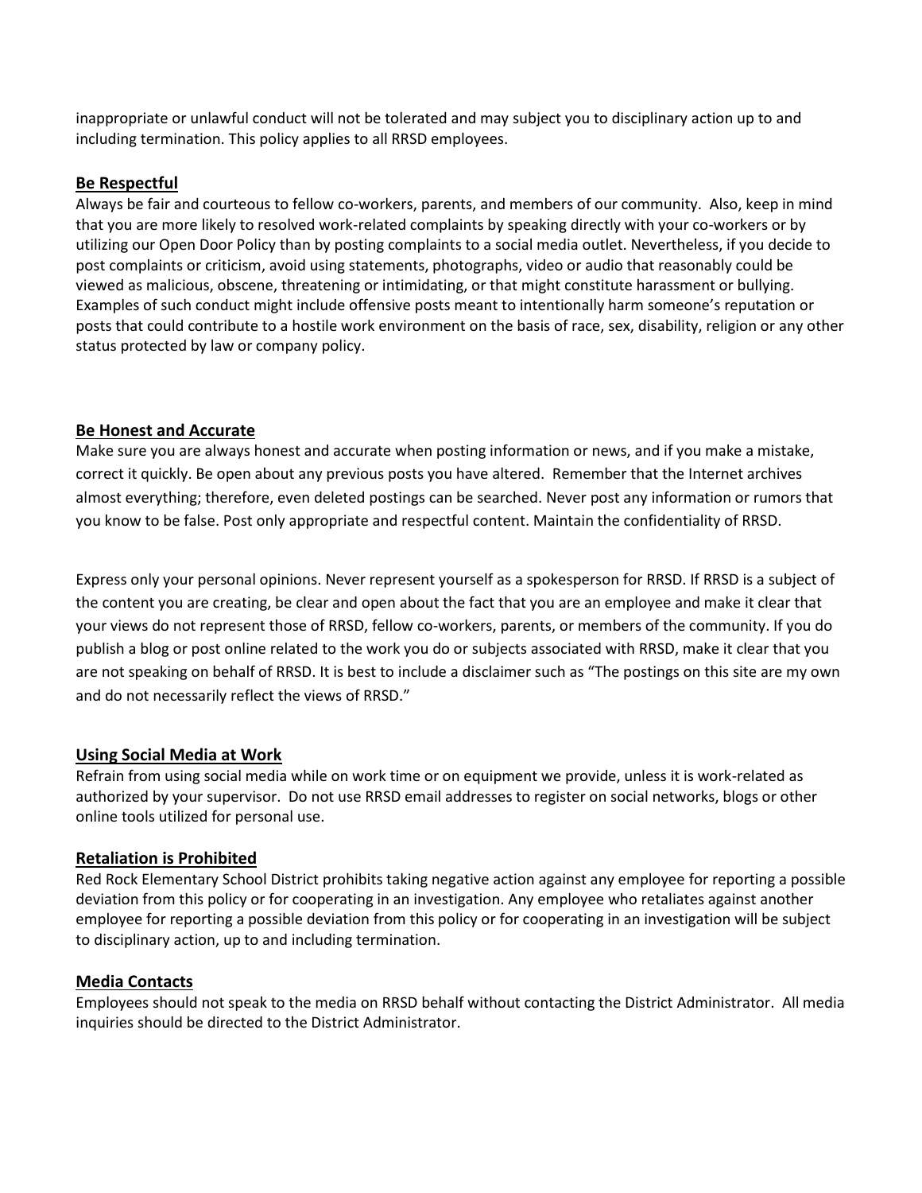inappropriate or unlawful conduct will not be tolerated and may subject you to disciplinary action up to and including termination. This policy applies to all RRSD employees.

## **Be Respectful**

Always be fair and courteous to fellow co-workers, parents, and members of our community. Also, keep in mind that you are more likely to resolved work-related complaints by speaking directly with your co-workers or by utilizing our Open Door Policy than by posting complaints to a social media outlet. Nevertheless, if you decide to post complaints or criticism, avoid using statements, photographs, video or audio that reasonably could be viewed as malicious, obscene, threatening or intimidating, or that might constitute harassment or bullying. Examples of such conduct might include offensive posts meant to intentionally harm someone's reputation or posts that could contribute to a hostile work environment on the basis of race, sex, disability, religion or any other status protected by law or company policy.

## **Be Honest and Accurate**

Make sure you are always honest and accurate when posting information or news, and if you make a mistake, correct it quickly. Be open about any previous posts you have altered. Remember that the Internet archives almost everything; therefore, even deleted postings can be searched. Never post any information or rumors that you know to be false. Post only appropriate and respectful content. Maintain the confidentiality of RRSD.

Express only your personal opinions. Never represent yourself as a spokesperson for RRSD. If RRSD is a subject of the content you are creating, be clear and open about the fact that you are an employee and make it clear that your views do not represent those of RRSD, fellow co-workers, parents, or members of the community. If you do publish a blog or post online related to the work you do or subjects associated with RRSD, make it clear that you are not speaking on behalf of RRSD. It is best to include a disclaimer such as "The postings on this site are my own and do not necessarily reflect the views of RRSD."

## **Using Social Media at Work**

Refrain from using social media while on work time or on equipment we provide, unless it is work-related as authorized by your supervisor. Do not use RRSD email addresses to register on social networks, blogs or other online tools utilized for personal use.

## **Retaliation is Prohibited**

Red Rock Elementary School District prohibits taking negative action against any employee for reporting a possible deviation from this policy or for cooperating in an investigation. Any employee who retaliates against another employee for reporting a possible deviation from this policy or for cooperating in an investigation will be subject to disciplinary action, up to and including termination.

## **Media Contacts**

Employees should not speak to the media on RRSD behalf without contacting the District Administrator. All media inquiries should be directed to the District Administrator.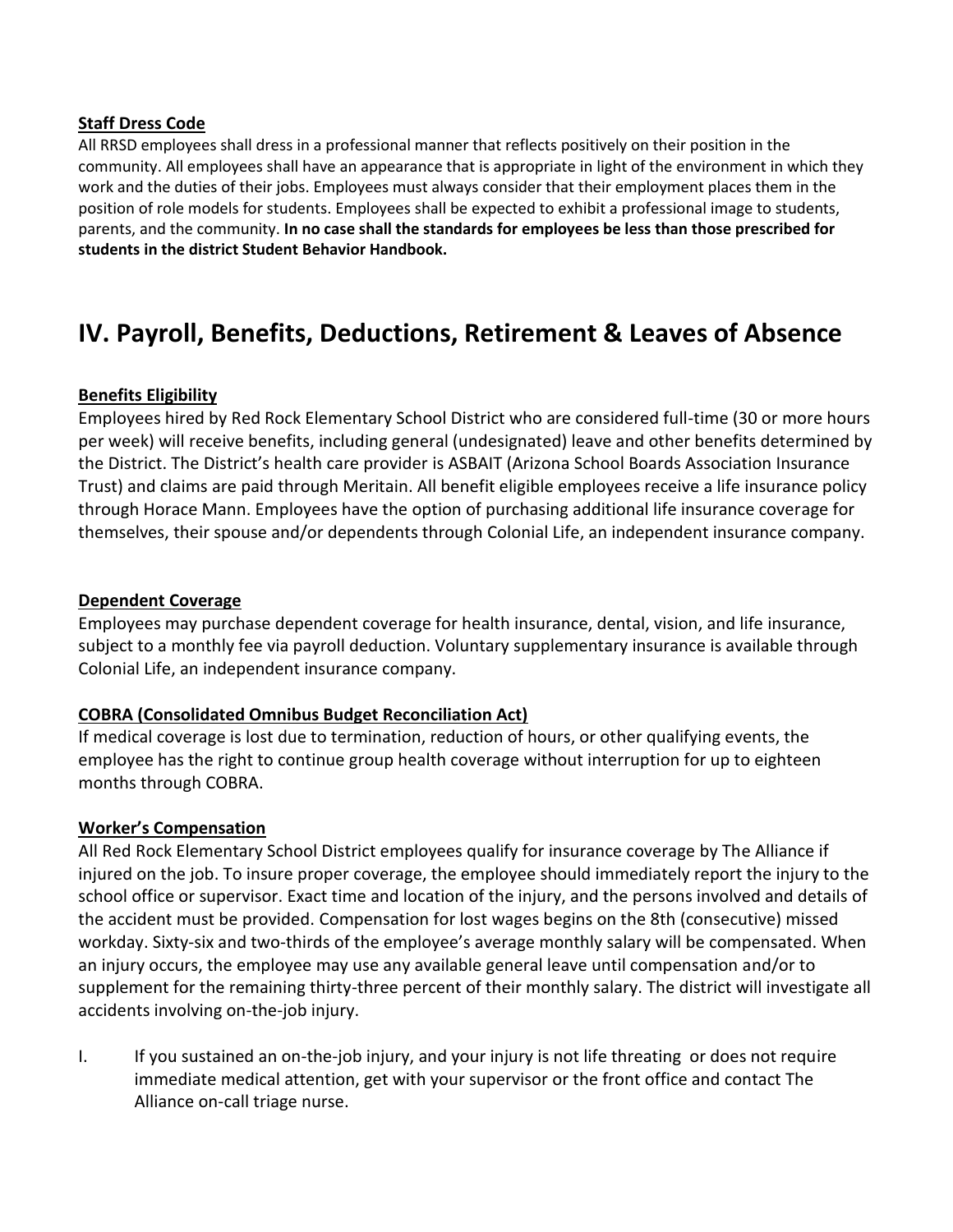**Staff Dress Code**

All RRSD employees shall dress in a professional manner that reflects positively on their position in the community. All employees shall have an appearance that is appropriate in light of the environment in which they work and the duties of their jobs. Employees must always consider that their employment places them in the position of role models for students. Employees shall be expected to exhibit a professional image to students, parents, and the community. **In no case shall the standards for employees be less than those prescribed for students in the district Student Behavior Handbook.**

# IV. Payroll, Benefits, Deductions, Retirement & Leaves of Absence

**Benefits Eligibility**

Employees hired by Red Rock Elementary School District who are considered full-time (30 or more hours per week) will receive benefits, including general (undesignated) leave and other benefits determined by the District. The District's health care provider is ASBAIT (Arizona School Boards Association Insurance Trust) and claims are paid through Meritain. All benefit eligible employees receive a life insurance policy through Horace Mann. Employees have the option of purchasing additional life insurance coverage for themselves, their spouse and/or dependents through Colonial Life, an independent insurance company.

**Dependent Coverage**

Employees may purchase dependent coverage for health insurance, dental, vision, and life insurance, subject to a monthly fee via payroll deduction. Voluntary supplementary insurance is available through Colonial Life, an independent insurance company.

**COBRA (Consolidated Omnibus Budget Reconciliation Act)**

If medical coverage is lost due to termination, reduction of hours, or other qualifying events, the employee has the right to continue group health coverage without interruption for up to eighteen months through COBRA.

**Worker's Compensation**

All Red Rock Elementary School District employees qualify for insurance coverage by The Alliance if injured on the job. To insure proper coverage, the employee should immediately report the injury to the school office or supervisor. Exact time and location of the injury, and the persons involved and details of the accident must be provided. Compensation for lost wages begins on the 8th (consecutive) missed workday. Sixty-six and two-thirds of the employee's average monthly salary will be compensated. When an injury occurs, the employee may use any available general leave until compensation and/or to supplement for the remaining thirty-three percent of their monthly salary. The district will investigate all accidents involving on-the-job injury.

I. If you sustained an on-the-job injury, and your injury is not life threating or does not require immediate medical attention, get with your supervisor or the front office and contact The Alliance on-call triage nurse.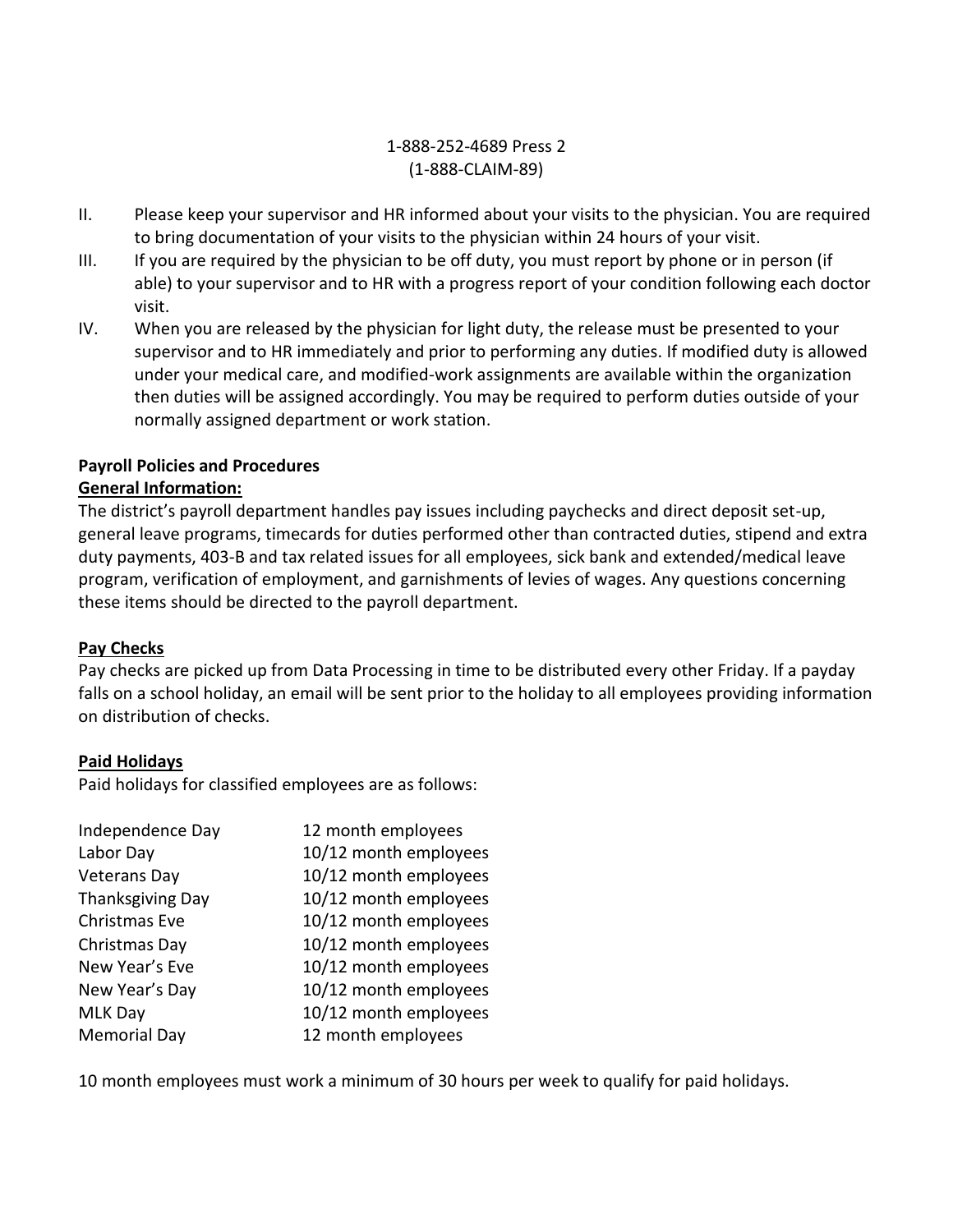1-888-252-4689 Press 2
(1-888-CLAIM-89)

II. Please keep your supervisor and HR informed about your visits to the physician. You are required to bring documentation of your visits to the physician within 24 hours of your visit.

III. If you are required by the physician to be off duty, you must report by phone or in person (if able) to your supervisor and to HR with a progress report of your condition following each doctor visit.

IV. When you are released by the physician for light duty, the release must be presented to your supervisor and to HR immediately and prior to performing any duties. If modified duty is allowed under your medical care, and modified-work assignments are available within the organization then duties will be assigned accordingly. You may be required to perform duties outside of your normally assigned department or work station.

**Payroll Policies and Procedures**

**General Information:**

The district's payroll department handles pay issues including paychecks and direct deposit set-up, general leave programs, timecards for duties performed other than contracted duties, stipend and extra duty payments, 403-B and tax related issues for all employees, sick bank and extended/medical leave program, verification of employment, and garnishments of levies of wages. Any questions concerning these items should be directed to the payroll department.

**Pay Checks**

Pay checks are picked up from Data Processing in time to be distributed every other Friday. If a payday falls on a school holiday, an email will be sent prior to the holiday to all employees providing information on distribution of checks.

**Paid Holidays**

Paid holidays for classified employees are as follows:

| | |
|---|---|
| Independence Day | 12 month employees |
| Labor Day | 10/12 month employees |
| Veterans Day | 10/12 month employees |
| Thanksgiving Day | 10/12 month employees |
| Christmas Eve | 10/12 month employees |
| Christmas Day | 10/12 month employees |
| New Year's Eve | 10/12 month employees |
| New Year's Day | 10/12 month employees |
| MLK Day | 10/12 month employees |
| Memorial Day | 12 month employees |

10 month employees must work a minimum of 30 hours per week to qualify for paid holidays.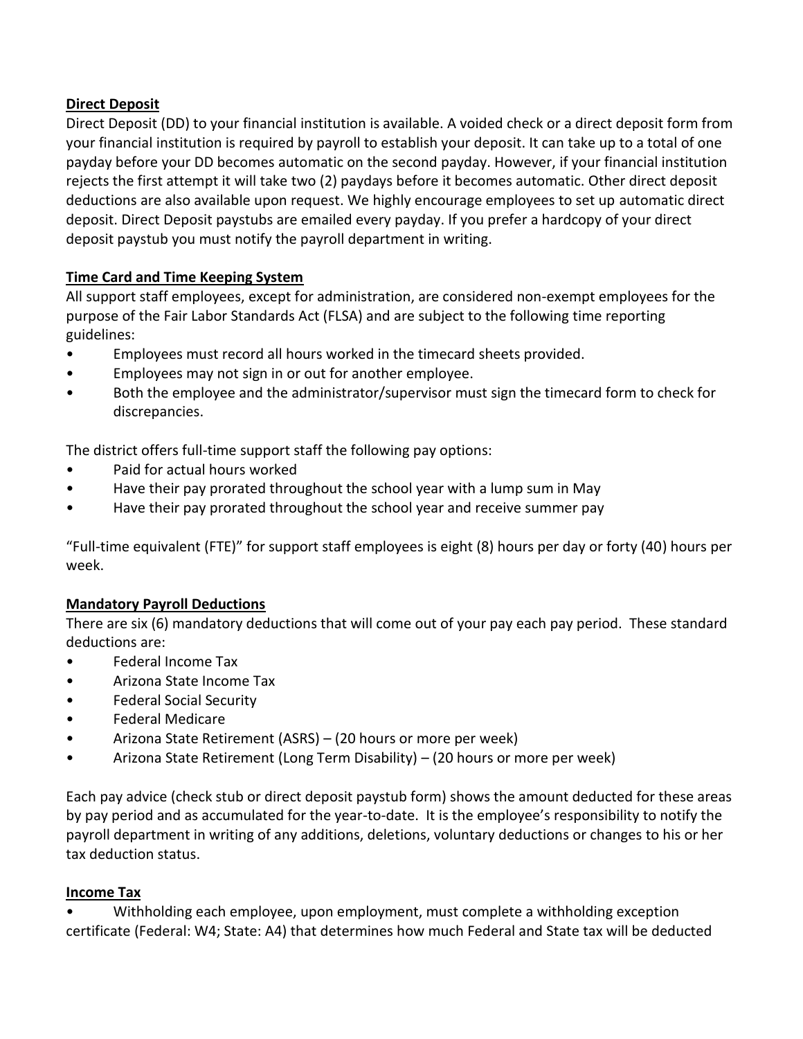**Direct Deposit**

Direct Deposit (DD) to your financial institution is available. A voided check or a direct deposit form from your financial institution is required by payroll to establish your deposit. It can take up to a total of one payday before your DD becomes automatic on the second payday. However, if your financial institution rejects the first attempt it will take two (2) paydays before it becomes automatic. Other direct deposit deductions are also available upon request. We highly encourage employees to set up automatic direct deposit. Direct Deposit paystubs are emailed every payday. If you prefer a hardcopy of your direct deposit paystub you must notify the payroll department in writing.

**Time Card and Time Keeping System**

All support staff employees, except for administration, are considered non-exempt employees for the purpose of the Fair Labor Standards Act (FLSA) and are subject to the following time reporting guidelines:

- Employees must record all hours worked in the timecard sheets provided.
- Employees may not sign in or out for another employee.
- Both the employee and the administrator/supervisor must sign the timecard form to check for discrepancies.

The district offers full-time support staff the following pay options:

- Paid for actual hours worked
- Have their pay prorated throughout the school year with a lump sum in May
- Have their pay prorated throughout the school year and receive summer pay

"Full-time equivalent (FTE)" for support staff employees is eight (8) hours per day or forty (40) hours per week.

**Mandatory Payroll Deductions**

There are six (6) mandatory deductions that will come out of your pay each pay period. These standard deductions are:

- Federal Income Tax
- Arizona State Income Tax
- Federal Social Security
- Federal Medicare
- Arizona State Retirement (ASRS) – (20 hours or more per week)
- Arizona State Retirement (Long Term Disability) – (20 hours or more per week)

Each pay advice (check stub or direct deposit paystub form) shows the amount deducted for these areas by pay period and as accumulated for the year-to-date. It is the employee's responsibility to notify the payroll department in writing of any additions, deletions, voluntary deductions or changes to his or her tax deduction status.

**Income Tax**

- Withholding each employee, upon employment, must complete a withholding exception certificate (Federal: W4; State: A4) that determines how much Federal and State tax will be deducted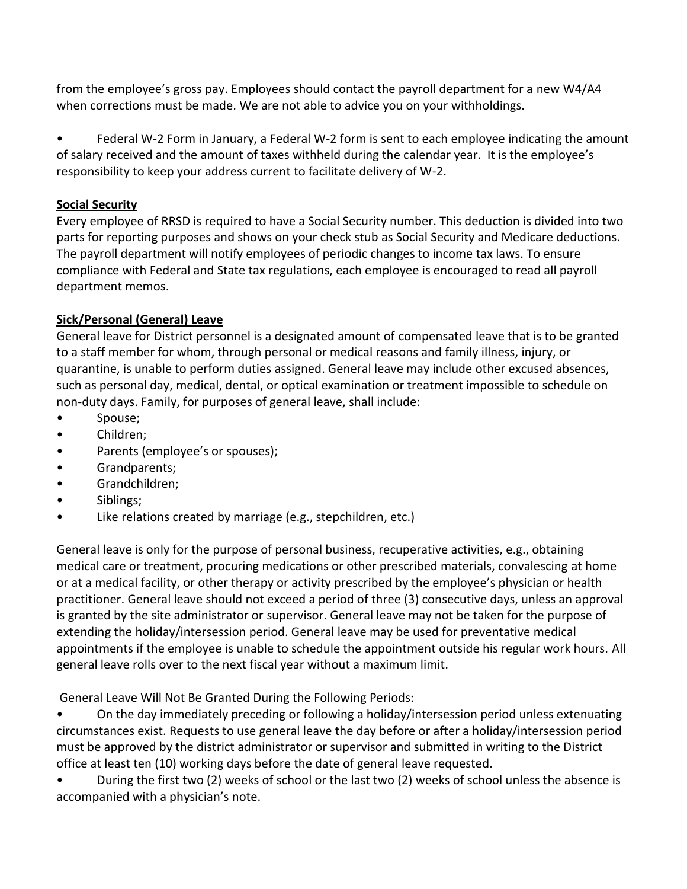from the employee's gross pay. Employees should contact the payroll department for a new W4/A4 when corrections must be made. We are not able to advice you on your withholdings.

- Federal W-2 Form in January, a Federal W-2 form is sent to each employee indicating the amount of salary received and the amount of taxes withheld during the calendar year. It is the employee's responsibility to keep your address current to facilitate delivery of W-2.

**Social Security**

Every employee of RRSD is required to have a Social Security number. This deduction is divided into two parts for reporting purposes and shows on your check stub as Social Security and Medicare deductions. The payroll department will notify employees of periodic changes to income tax laws. To ensure compliance with Federal and State tax regulations, each employee is encouraged to read all payroll department memos.

**Sick/Personal (General) Leave**

General leave for District personnel is a designated amount of compensated leave that is to be granted to a staff member for whom, through personal or medical reasons and family illness, injury, or quarantine, is unable to perform duties assigned. General leave may include other excused absences, such as personal day, medical, dental, or optical examination or treatment impossible to schedule on non-duty days. Family, for purposes of general leave, shall include:

- Spouse;
- Children;
- Parents (employee's or spouses);
- Grandparents;
- Grandchildren;
- Siblings;
- Like relations created by marriage (e.g., stepchildren, etc.)

General leave is only for the purpose of personal business, recuperative activities, e.g., obtaining medical care or treatment, procuring medications or other prescribed materials, convalescing at home or at a medical facility, or other therapy or activity prescribed by the employee's physician or health practitioner. General leave should not exceed a period of three (3) consecutive days, unless an approval is granted by the site administrator or supervisor. General leave may not be taken for the purpose of extending the holiday/intersession period. General leave may be used for preventative medical appointments if the employee is unable to schedule the appointment outside his regular work hours. All general leave rolls over to the next fiscal year without a maximum limit.

General Leave Will Not Be Granted During the Following Periods:

- On the day immediately preceding or following a holiday/intersession period unless extenuating circumstances exist. Requests to use general leave the day before or after a holiday/intersession period must be approved by the district administrator or supervisor and submitted in writing to the District office at least ten (10) working days before the date of general leave requested.
- During the first two (2) weeks of school or the last two (2) weeks of school unless the absence is accompanied with a physician's note.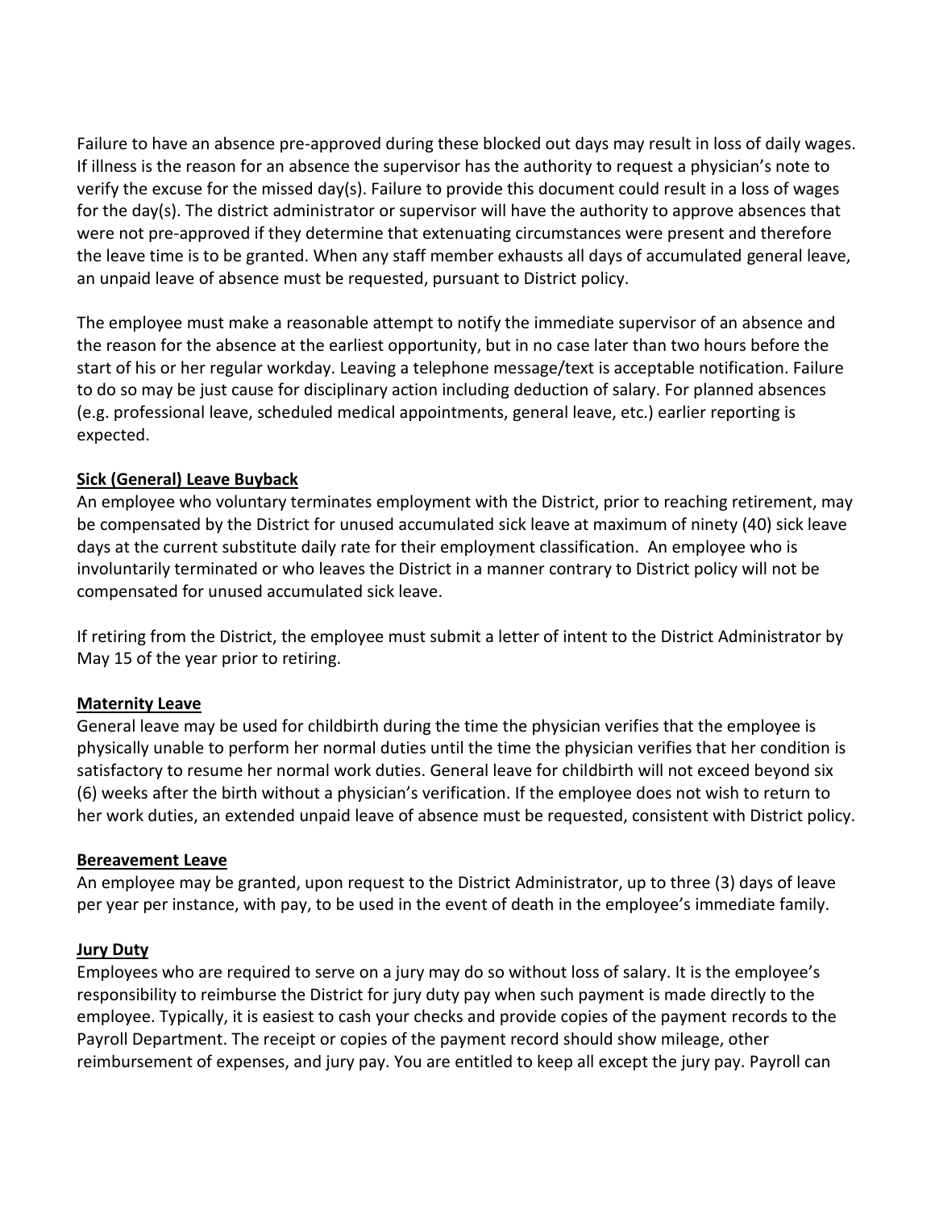Failure to have an absence pre-approved during these blocked out days may result in loss of daily wages. If illness is the reason for an absence the supervisor has the authority to request a physician's note to verify the excuse for the missed day(s). Failure to provide this document could result in a loss of wages for the day(s). The district administrator or supervisor will have the authority to approve absences that were not pre-approved if they determine that extenuating circumstances were present and therefore the leave time is to be granted. When any staff member exhausts all days of accumulated general leave, an unpaid leave of absence must be requested, pursuant to District policy.

The employee must make a reasonable attempt to notify the immediate supervisor of an absence and the reason for the absence at the earliest opportunity, but in no case later than two hours before the start of his or her regular workday. Leaving a telephone message/text is acceptable notification. Failure to do so may be just cause for disciplinary action including deduction of salary. For planned absences (e.g. professional leave, scheduled medical appointments, general leave, etc.) earlier reporting is expected.

**Sick (General) Leave Buyback**

An employee who voluntary terminates employment with the District, prior to reaching retirement, may be compensated by the District for unused accumulated sick leave at maximum of ninety (40) sick leave days at the current substitute daily rate for their employment classification. An employee who is involuntarily terminated or who leaves the District in a manner contrary to District policy will not be compensated for unused accumulated sick leave.

If retiring from the District, the employee must submit a letter of intent to the District Administrator by May 15 of the year prior to retiring.

**Maternity Leave**

General leave may be used for childbirth during the time the physician verifies that the employee is physically unable to perform her normal duties until the time the physician verifies that her condition is satisfactory to resume her normal work duties. General leave for childbirth will not exceed beyond six (6) weeks after the birth without a physician's verification. If the employee does not wish to return to her work duties, an extended unpaid leave of absence must be requested, consistent with District policy.

**Bereavement Leave**

An employee may be granted, upon request to the District Administrator, up to three (3) days of leave per year per instance, with pay, to be used in the event of death in the employee's immediate family.

**Jury Duty**

Employees who are required to serve on a jury may do so without loss of salary. It is the employee's responsibility to reimburse the District for jury duty pay when such payment is made directly to the employee. Typically, it is easiest to cash your checks and provide copies of the payment records to the Payroll Department. The receipt or copies of the payment record should show mileage, other reimbursement of expenses, and jury pay. You are entitled to keep all except the jury pay. Payroll can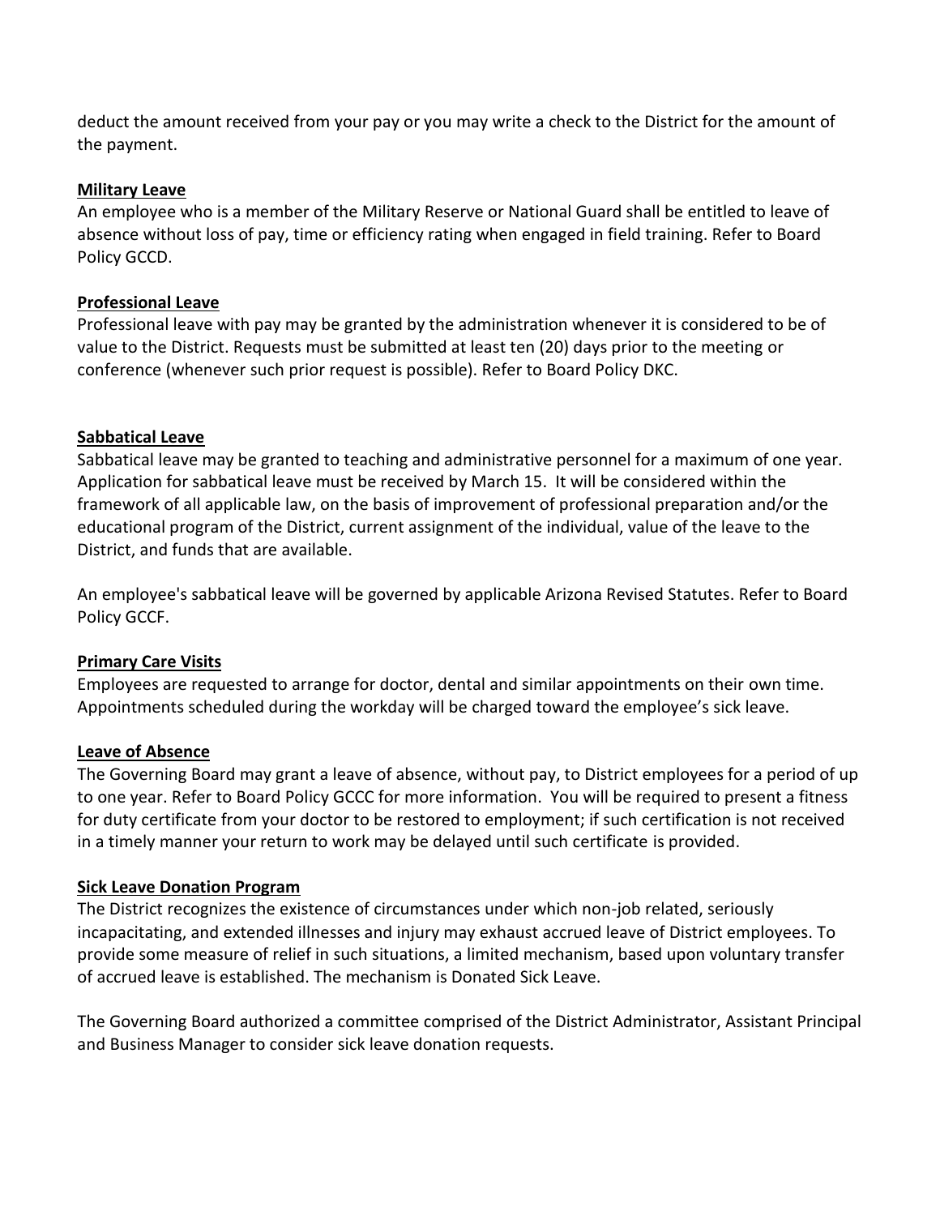deduct the amount received from your pay or you may write a check to the District for the amount of the payment.

**Military Leave**

An employee who is a member of the Military Reserve or National Guard shall be entitled to leave of absence without loss of pay, time or efficiency rating when engaged in field training. Refer to Board Policy GCCD.

**Professional Leave**

Professional leave with pay may be granted by the administration whenever it is considered to be of value to the District. Requests must be submitted at least ten (20) days prior to the meeting or conference (whenever such prior request is possible). Refer to Board Policy DKC.

**Sabbatical Leave**

Sabbatical leave may be granted to teaching and administrative personnel for a maximum of one year. Application for sabbatical leave must be received by March 15. It will be considered within the framework of all applicable law, on the basis of improvement of professional preparation and/or the educational program of the District, current assignment of the individual, value of the leave to the District, and funds that are available.

An employee's sabbatical leave will be governed by applicable Arizona Revised Statutes. Refer to Board Policy GCCF.

**Primary Care Visits**

Employees are requested to arrange for doctor, dental and similar appointments on their own time. Appointments scheduled during the workday will be charged toward the employee's sick leave.

**Leave of Absence**

The Governing Board may grant a leave of absence, without pay, to District employees for a period of up to one year. Refer to Board Policy GCCC for more information. You will be required to present a fitness for duty certificate from your doctor to be restored to employment; if such certification is not received in a timely manner your return to work may be delayed until such certificate is provided.

**Sick Leave Donation Program**

The District recognizes the existence of circumstances under which non-job related, seriously incapacitating, and extended illnesses and injury may exhaust accrued leave of District employees. To provide some measure of relief in such situations, a limited mechanism, based upon voluntary transfer of accrued leave is established. The mechanism is Donated Sick Leave.

The Governing Board authorized a committee comprised of the District Administrator, Assistant Principal and Business Manager to consider sick leave donation requests.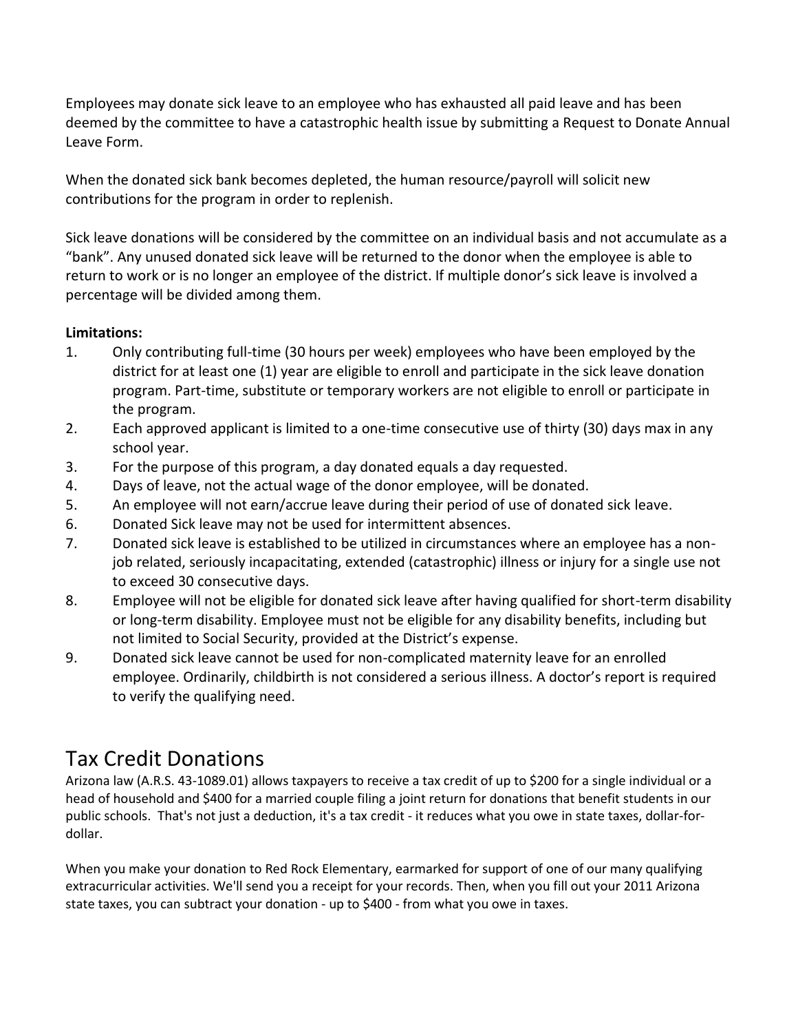Employees may donate sick leave to an employee who has exhausted all paid leave and has been deemed by the committee to have a catastrophic health issue by submitting a Request to Donate Annual Leave Form.

When the donated sick bank becomes depleted, the human resource/payroll will solicit new contributions for the program in order to replenish.

Sick leave donations will be considered by the committee on an individual basis and not accumulate as a "bank". Any unused donated sick leave will be returned to the donor when the employee is able to return to work or is no longer an employee of the district. If multiple donor's sick leave is involved a percentage will be divided among them.

**Limitations:**

1. Only contributing full-time (30 hours per week) employees who have been employed by the district for at least one (1) year are eligible to enroll and participate in the sick leave donation program. Part-time, substitute or temporary workers are not eligible to enroll or participate in the program.
2. Each approved applicant is limited to a one-time consecutive use of thirty (30) days max in any school year.
3. For the purpose of this program, a day donated equals a day requested.
4. Days of leave, not the actual wage of the donor employee, will be donated.
5. An employee will not earn/accrue leave during their period of use of donated sick leave.
6. Donated Sick leave may not be used for intermittent absences.
7. Donated sick leave is established to be utilized in circumstances where an employee has a non-job related, seriously incapacitating, extended (catastrophic) illness or injury for a single use not to exceed 30 consecutive days.
8. Employee will not be eligible for donated sick leave after having qualified for short-term disability or long-term disability. Employee must not be eligible for any disability benefits, including but not limited to Social Security, provided at the District's expense.
9. Donated sick leave cannot be used for non-complicated maternity leave for an enrolled employee. Ordinarily, childbirth is not considered a serious illness. A doctor's report is required to verify the qualifying need.

# Tax Credit Donations

Arizona law (A.R.S. 43-1089.01) allows taxpayers to receive a tax credit of up to $200 for a single individual or a head of household and $400 for a married couple filing a joint return for donations that benefit students in our public schools. That's not just a deduction, it's a tax credit - it reduces what you owe in state taxes, dollar-for-dollar.

When you make your donation to Red Rock Elementary, earmarked for support of one of our many qualifying extracurricular activities. We'll send you a receipt for your records. Then, when you fill out your 2011 Arizona state taxes, you can subtract your donation - up to $400 - from what you owe in taxes.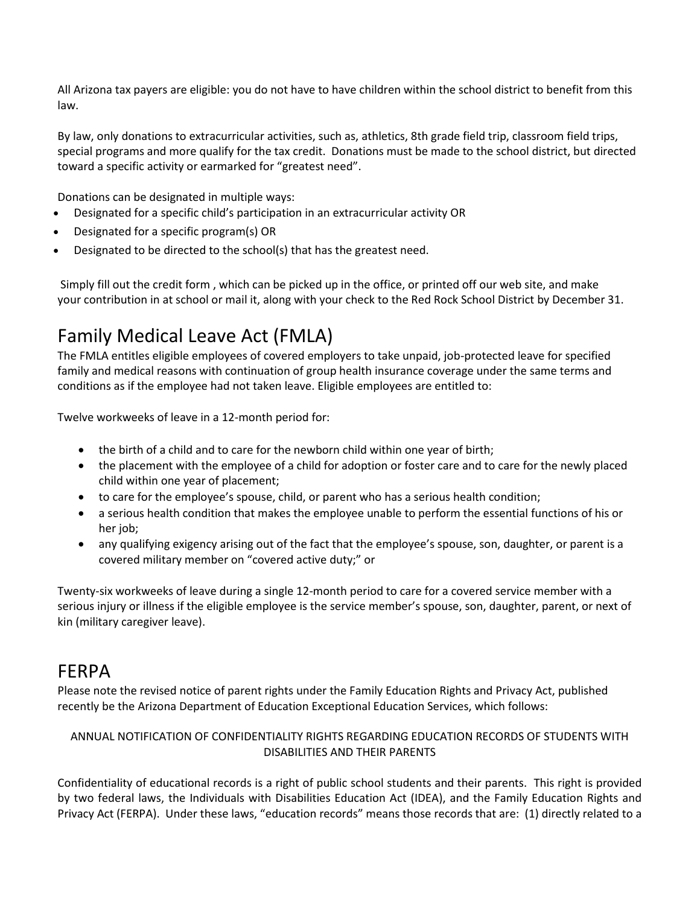All Arizona tax payers are eligible: you do not have to have children within the school district to benefit from this law.

By law, only donations to extracurricular activities, such as, athletics, 8th grade field trip, classroom field trips, special programs and more qualify for the tax credit. Donations must be made to the school district, but directed toward a specific activity or earmarked for "greatest need".

Donations can be designated in multiple ways:

- Designated for a specific child's participation in an extracurricular activity OR
- Designated for a specific program(s) OR
- Designated to be directed to the school(s) that has the greatest need.

Simply fill out the credit form , which can be picked up in the office, or printed off our web site, and make your contribution in at school or mail it, along with your check to the Red Rock School District by December 31.

# Family Medical Leave Act (FMLA)

The FMLA entitles eligible employees of covered employers to take unpaid, job-protected leave for specified family and medical reasons with continuation of group health insurance coverage under the same terms and conditions as if the employee had not taken leave. Eligible employees are entitled to:

Twelve workweeks of leave in a 12-month period for:

- the birth of a child and to care for the newborn child within one year of birth;
- the placement with the employee of a child for adoption or foster care and to care for the newly placed child within one year of placement;
- to care for the employee's spouse, child, or parent who has a serious health condition;
- a serious health condition that makes the employee unable to perform the essential functions of his or her job;
- any qualifying exigency arising out of the fact that the employee's spouse, son, daughter, or parent is a covered military member on "covered active duty;" or

Twenty-six workweeks of leave during a single 12-month period to care for a covered service member with a serious injury or illness if the eligible employee is the service member's spouse, son, daughter, parent, or next of kin (military caregiver leave).

# FERPA

Please note the revised notice of parent rights under the Family Education Rights and Privacy Act, published recently be the Arizona Department of Education Exceptional Education Services, which follows:

ANNUAL NOTIFICATION OF CONFIDENTIALITY RIGHTS REGARDING EDUCATION RECORDS OF STUDENTS WITH DISABILITIES AND THEIR PARENTS

Confidentiality of educational records is a right of public school students and their parents. This right is provided by two federal laws, the Individuals with Disabilities Education Act (IDEA), and the Family Education Rights and Privacy Act (FERPA). Under these laws, "education records" means those records that are: (1) directly related to a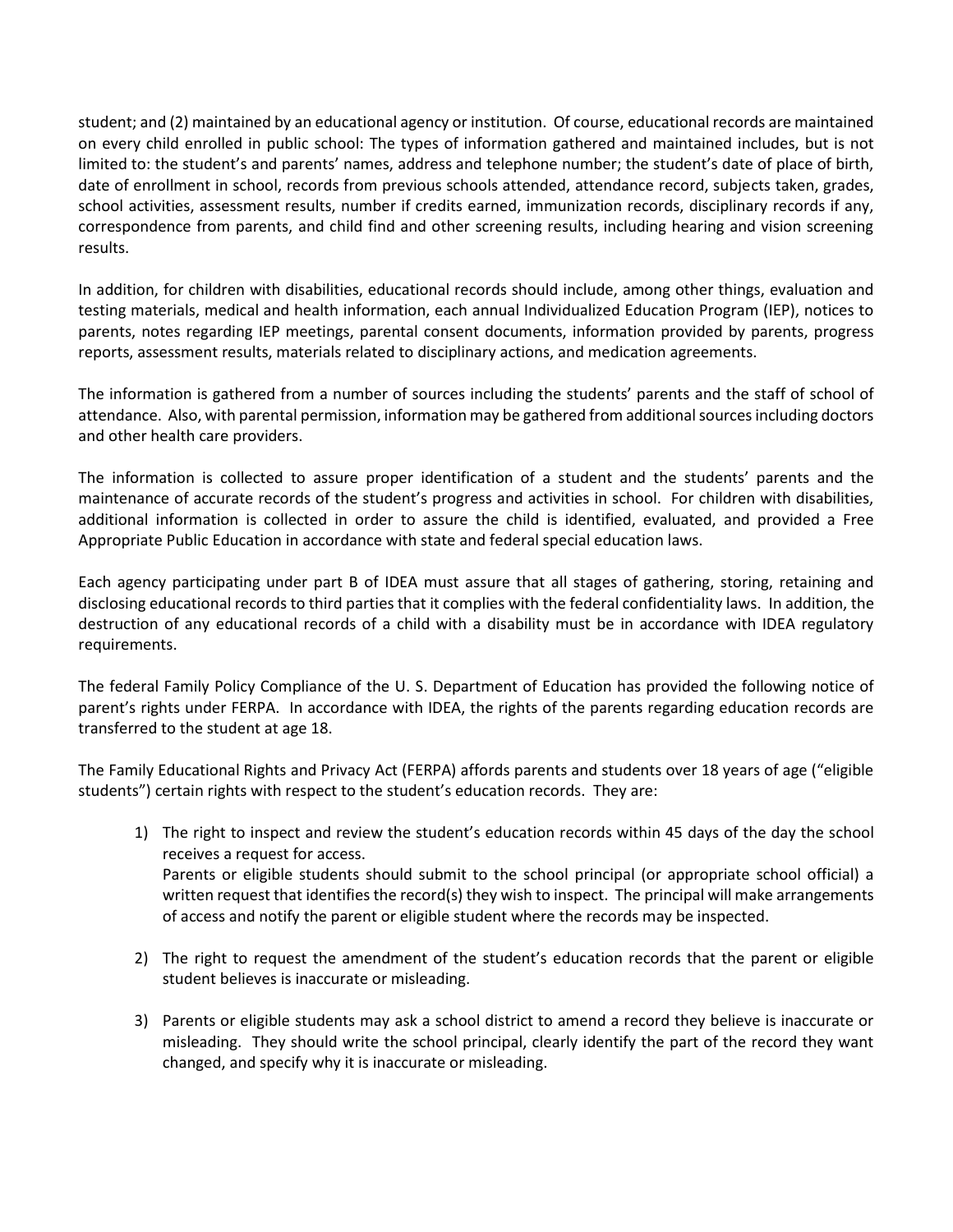student; and (2) maintained by an educational agency or institution. Of course, educational records are maintained on every child enrolled in public school: The types of information gathered and maintained includes, but is not limited to: the student's and parents' names, address and telephone number; the student's date of place of birth, date of enrollment in school, records from previous schools attended, attendance record, subjects taken, grades, school activities, assessment results, number if credits earned, immunization records, disciplinary records if any, correspondence from parents, and child find and other screening results, including hearing and vision screening results.

In addition, for children with disabilities, educational records should include, among other things, evaluation and testing materials, medical and health information, each annual Individualized Education Program (IEP), notices to parents, notes regarding IEP meetings, parental consent documents, information provided by parents, progress reports, assessment results, materials related to disciplinary actions, and medication agreements.

The information is gathered from a number of sources including the students' parents and the staff of school of attendance. Also, with parental permission, information may be gathered from additional sources including doctors and other health care providers.

The information is collected to assure proper identification of a student and the students' parents and the maintenance of accurate records of the student's progress and activities in school. For children with disabilities, additional information is collected in order to assure the child is identified, evaluated, and provided a Free Appropriate Public Education in accordance with state and federal special education laws.

Each agency participating under part B of IDEA must assure that all stages of gathering, storing, retaining and disclosing educational records to third parties that it complies with the federal confidentiality laws. In addition, the destruction of any educational records of a child with a disability must be in accordance with IDEA regulatory requirements.

The federal Family Policy Compliance of the U. S. Department of Education has provided the following notice of parent's rights under FERPA. In accordance with IDEA, the rights of the parents regarding education records are transferred to the student at age 18.

The Family Educational Rights and Privacy Act (FERPA) affords parents and students over 18 years of age ("eligible students") certain rights with respect to the student's education records. They are:

1) The right to inspect and review the student's education records within 45 days of the day the school receives a request for access.
   Parents or eligible students should submit to the school principal (or appropriate school official) a written request that identifies the record(s) they wish to inspect. The principal will make arrangements of access and notify the parent or eligible student where the records may be inspected.

2) The right to request the amendment of the student's education records that the parent or eligible student believes is inaccurate or misleading.

3) Parents or eligible students may ask a school district to amend a record they believe is inaccurate or misleading. They should write the school principal, clearly identify the part of the record they want changed, and specify why it is inaccurate or misleading.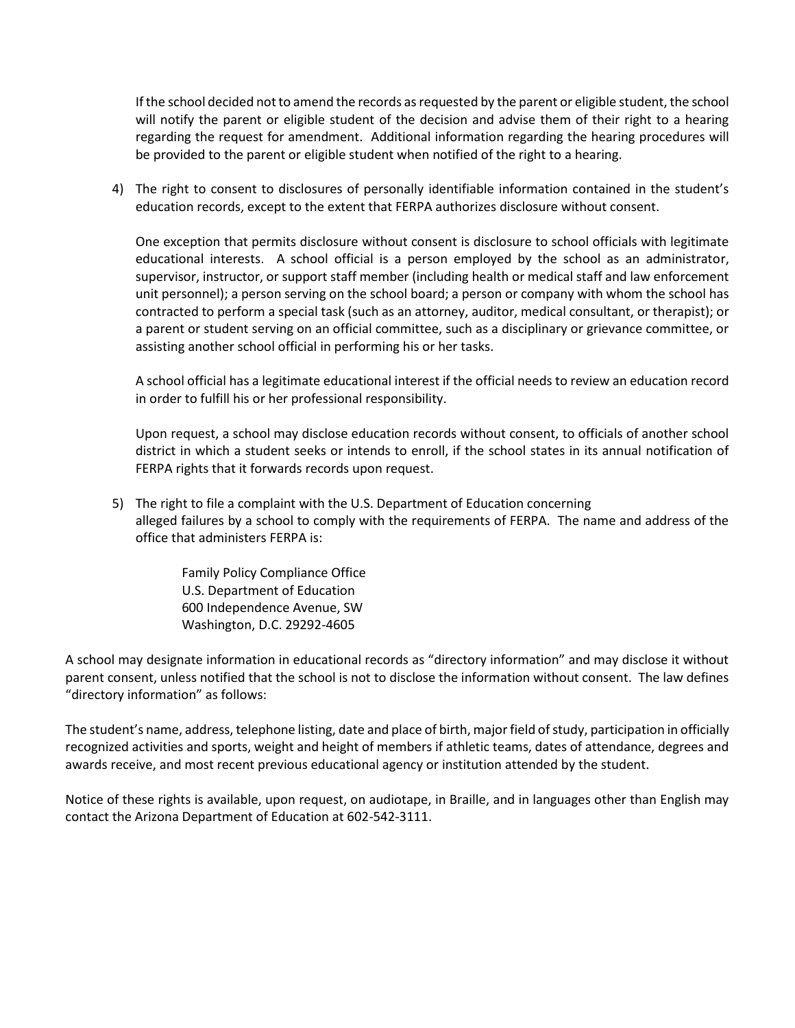If the school decided not to amend the records as requested by the parent or eligible student, the school will notify the parent or eligible student of the decision and advise them of their right to a hearing regarding the request for amendment. Additional information regarding the hearing procedures will be provided to the parent or eligible student when notified of the right to a hearing.

4) The right to consent to disclosures of personally identifiable information contained in the student's education records, except to the extent that FERPA authorizes disclosure without consent.

   One exception that permits disclosure without consent is disclosure to school officials with legitimate educational interests. A school official is a person employed by the school as an administrator, supervisor, instructor, or support staff member (including health or medical staff and law enforcement unit personnel); a person serving on the school board; a person or company with whom the school has contracted to perform a special task (such as an attorney, auditor, medical consultant, or therapist); or a parent or student serving on an official committee, such as a disciplinary or grievance committee, or assisting another school official in performing his or her tasks.

   A school official has a legitimate educational interest if the official needs to review an education record in order to fulfill his or her professional responsibility.

   Upon request, a school may disclose education records without consent, to officials of another school district in which a student seeks or intends to enroll, if the school states in its annual notification of FERPA rights that it forwards records upon request.

5) The right to file a complaint with the U.S. Department of Education concerning alleged failures by a school to comply with the requirements of FERPA. The name and address of the office that administers FERPA is:

   Family Policy Compliance Office
   U.S. Department of Education
   600 Independence Avenue, SW
   Washington, D.C. 29292-4605

A school may designate information in educational records as "directory information" and may disclose it without parent consent, unless notified that the school is not to disclose the information without consent. The law defines "directory information" as follows:

The student's name, address, telephone listing, date and place of birth, major field of study, participation in officially recognized activities and sports, weight and height of members if athletic teams, dates of attendance, degrees and awards receive, and most recent previous educational agency or institution attended by the student.

Notice of these rights is available, upon request, on audiotape, in Braille, and in languages other than English may contact the Arizona Department of Education at 602-542-3111.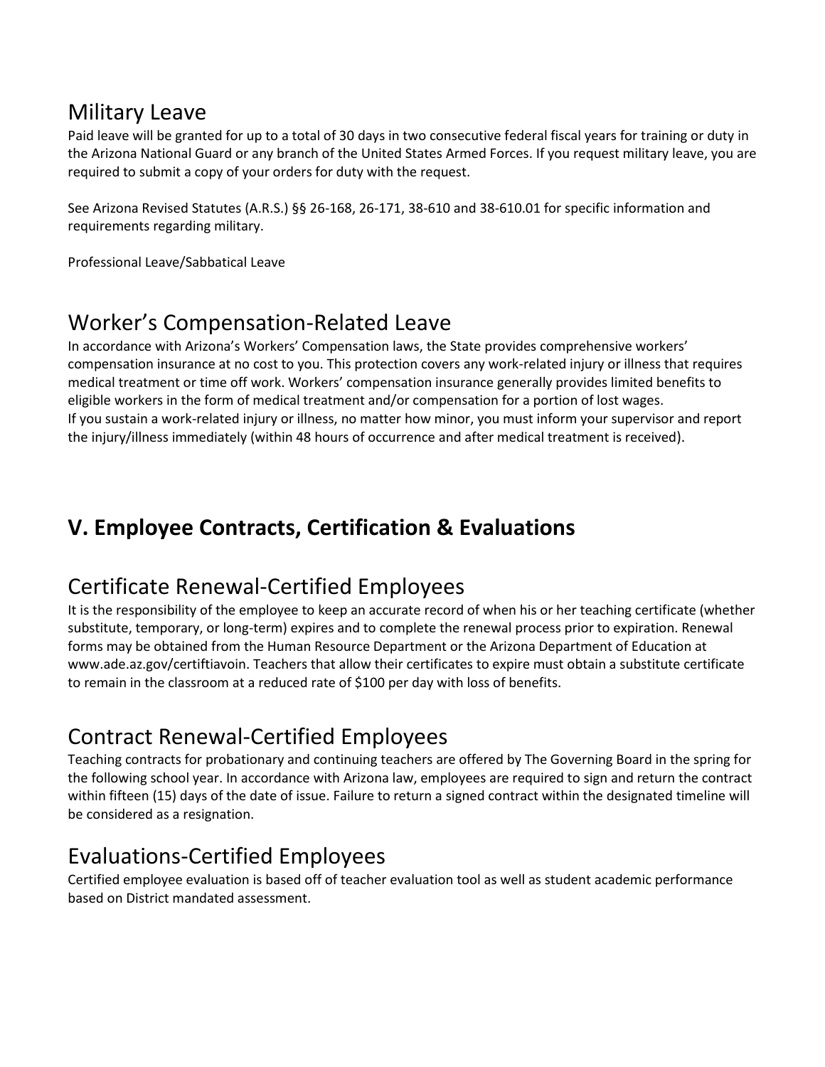## Military Leave

Paid leave will be granted for up to a total of 30 days in two consecutive federal fiscal years for training or duty in the Arizona National Guard or any branch of the United States Armed Forces. If you request military leave, you are required to submit a copy of your orders for duty with the request.

See Arizona Revised Statutes (A.R.S.) §§ 26-168, 26-171, 38-610 and 38-610.01 for specific information and requirements regarding military.

Professional Leave/Sabbatical Leave

## Worker's Compensation-Related Leave

In accordance with Arizona's Workers' Compensation laws, the State provides comprehensive workers' compensation insurance at no cost to you. This protection covers any work-related injury or illness that requires medical treatment or time off work. Workers' compensation insurance generally provides limited benefits to eligible workers in the form of medical treatment and/or compensation for a portion of lost wages.
If you sustain a work-related injury or illness, no matter how minor, you must inform your supervisor and report the injury/illness immediately (within 48 hours of occurrence and after medical treatment is received).

# V. Employee Contracts, Certification & Evaluations

## Certificate Renewal-Certified Employees

It is the responsibility of the employee to keep an accurate record of when his or her teaching certificate (whether substitute, temporary, or long-term) expires and to complete the renewal process prior to expiration. Renewal forms may be obtained from the Human Resource Department or the Arizona Department of Education at www.ade.az.gov/certiftiavoin. Teachers that allow their certificates to expire must obtain a substitute certificate to remain in the classroom at a reduced rate of $100 per day with loss of benefits.

## Contract Renewal-Certified Employees

Teaching contracts for probationary and continuing teachers are offered by The Governing Board in the spring for the following school year. In accordance with Arizona law, employees are required to sign and return the contract within fifteen (15) days of the date of issue. Failure to return a signed contract within the designated timeline will be considered as a resignation.

## Evaluations-Certified Employees

Certified employee evaluation is based off of teacher evaluation tool as well as student academic performance based on District mandated assessment.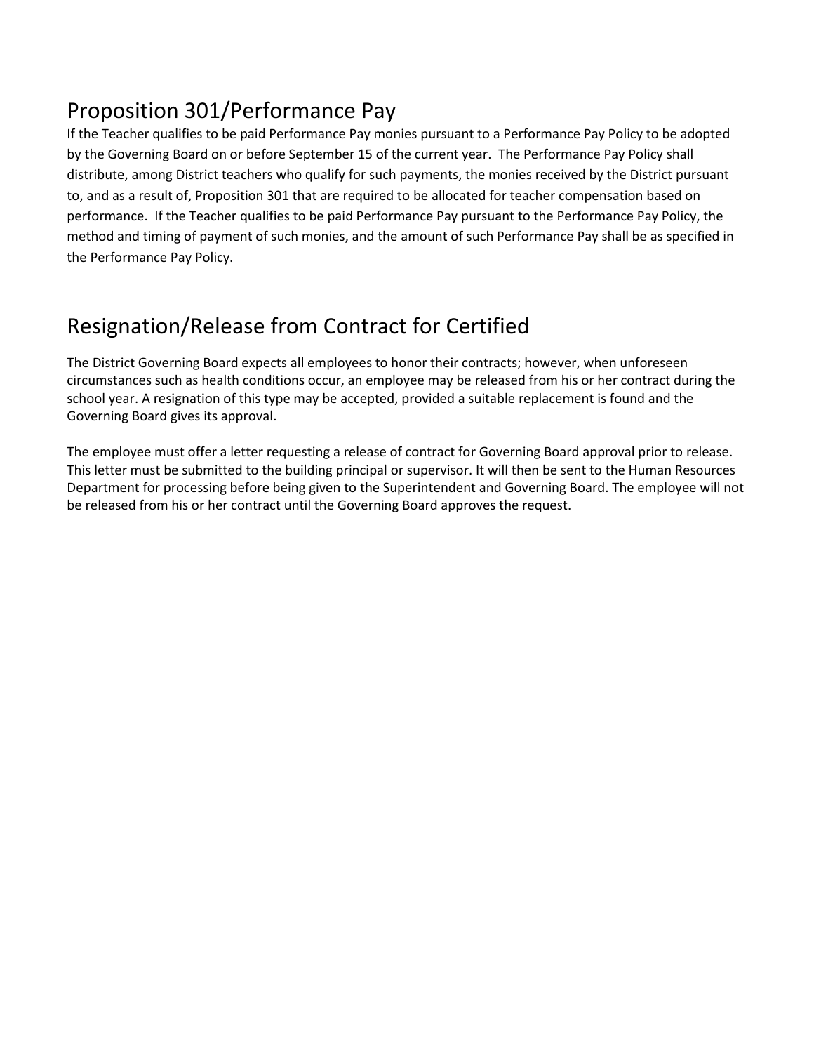## Proposition 301/Performance Pay

If the Teacher qualifies to be paid Performance Pay monies pursuant to a Performance Pay Policy to be adopted by the Governing Board on or before September 15 of the current year. The Performance Pay Policy shall distribute, among District teachers who qualify for such payments, the monies received by the District pursuant to, and as a result of, Proposition 301 that are required to be allocated for teacher compensation based on performance. If the Teacher qualifies to be paid Performance Pay pursuant to the Performance Pay Policy, the method and timing of payment of such monies, and the amount of such Performance Pay shall be as specified in the Performance Pay Policy.

## Resignation/Release from Contract for Certified

The District Governing Board expects all employees to honor their contracts; however, when unforeseen circumstances such as health conditions occur, an employee may be released from his or her contract during the school year. A resignation of this type may be accepted, provided a suitable replacement is found and the Governing Board gives its approval.

The employee must offer a letter requesting a release of contract for Governing Board approval prior to release. This letter must be submitted to the building principal or supervisor. It will then be sent to the Human Resources Department for processing before being given to the Superintendent and Governing Board. The employee will not be released from his or her contract until the Governing Board approves the request.